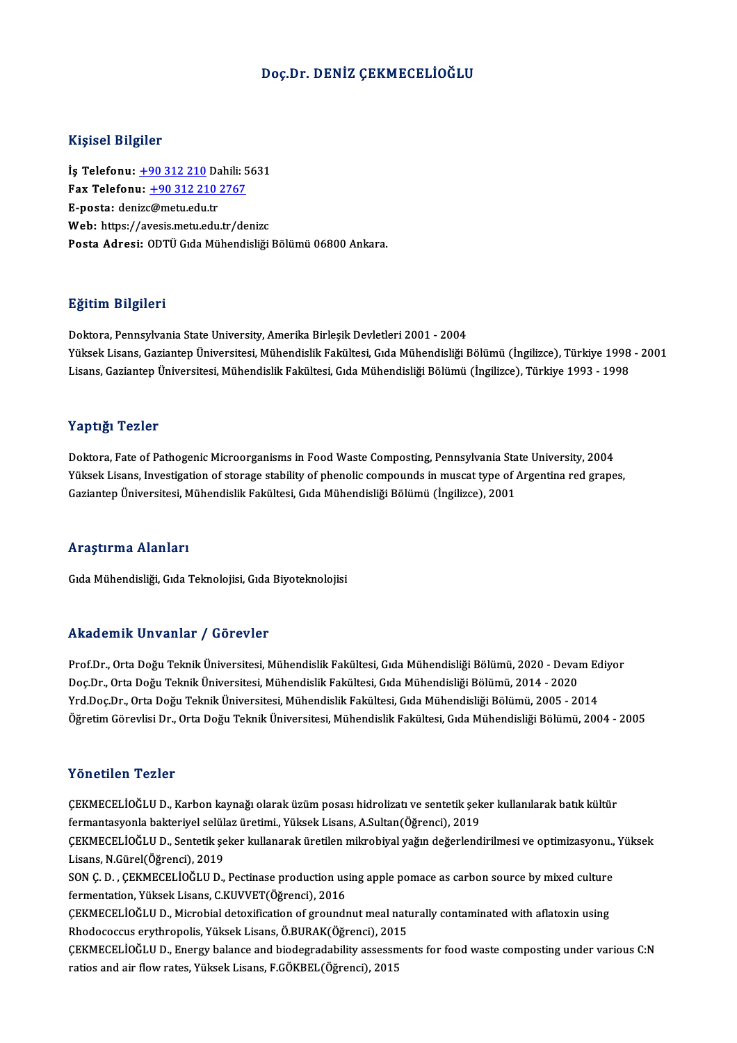# Doç.Dr. DENİZ ÇEKMECELİOĞLU

## Kişisel Bilgiler

**İş Telefonu:** +90 312 210 Dahili: 5631
**Fax Telefonu:** +90 312 210 2767
**E-posta:** denizc@metu.edu.tr
**Web:** https://avesis.metu.edu.tr/denizc
**Posta Adresi:** ODTÜ Gıda Mühendisliği Bölümü 06800 Ankara.

## Eğitim Bilgileri

Doktora, Pennsylvania State University, Amerika Birleşik Devletleri 2001 - 2004
Yüksek Lisans, Gaziantep Üniversitesi, Mühendislik Fakültesi, Gıda Mühendisliği Bölümü (İngilizce), Türkiye 1998 - 2001
Lisans, Gaziantep Üniversitesi, Mühendislik Fakültesi, Gıda Mühendisliği Bölümü (İngilizce), Türkiye 1993 - 1998

## Yaptığı Tezler

Doktora, Fate of Pathogenic Microorganisms in Food Waste Composting, Pennsylvania State University, 2004
Yüksek Lisans, Investigation of storage stability of phenolic compounds in muscat type of Argentina red grapes, Gaziantep Üniversitesi, Mühendislik Fakültesi, Gıda Mühendisliği Bölümü (İngilizce), 2001

## Araştırma Alanları

Gıda Mühendisliği, Gıda Teknolojisi, Gıda Biyoteknolojisi

## Akademik Unvanlar / Görevler

Prof.Dr., Orta Doğu Teknik Üniversitesi, Mühendislik Fakültesi, Gıda Mühendisliği Bölümü, 2020 - Devam Ediyor
Doç.Dr., Orta Doğu Teknik Üniversitesi, Mühendislik Fakültesi, Gıda Mühendisliği Bölümü, 2014 - 2020
Yrd.Doç.Dr., Orta Doğu Teknik Üniversitesi, Mühendislik Fakültesi, Gıda Mühendisliği Bölümü, 2005 - 2014
Öğretim Görevlisi Dr., Orta Doğu Teknik Üniversitesi, Mühendislik Fakültesi, Gıda Mühendisliği Bölümü, 2004 - 2005

## Yönetilen Tezler

ÇEKMECELİOĞLU D., Karbon kaynağı olarak üzüm posası hidrolizatı ve sentetik şeker kullanılarak batık kültür fermantasyonla bakteriyel selülaz üretimi., Yüksek Lisans, A.Sultan(Öğrenci), 2019

ÇEKMECELİOĞLU D., Sentetik şeker kullanarak üretilen mikrobiyal yağın değerlendirilmesi ve optimizasyonu., Yüksek Lisans, N.Gürel(Öğrenci), 2019

SON Ç. D. , ÇEKMECELİOĞLU D., Pectinase production using apple pomace as carbon source by mixed culture fermentation, Yüksek Lisans, C.KUVVET(Öğrenci), 2016

ÇEKMECELİOĞLU D., Microbial detoxification of groundnut meal naturally contaminated with aflatoxin using Rhodococcus erythropolis, Yüksek Lisans, Ö.BURAK(Öğrenci), 2015

ÇEKMECELİOĞLU D., Energy balance and biodegradability assessments for food waste composting under various C:N ratios and air flow rates, Yüksek Lisans, F.GÖKBEL(Öğrenci), 2015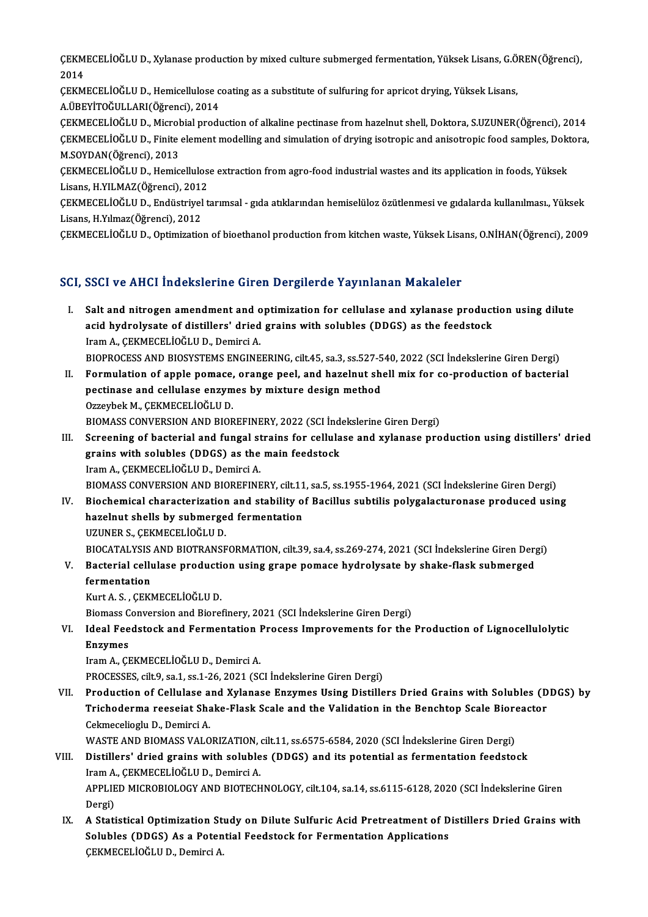ÇEKMECELİOĞLU D., Xylanase production by mixed culture submerged fermentation, Yüksek Lisans, G.ÖREN(Öğrenci), 2014

ÇEKMECELİOĞLU D., Hemicellulose coating as a substitute of sulfuring for apricot drying, Yüksek Lisans, A.ÜBEYİTOĞULLARI(Öğrenci), 2014

ÇEKMECELİOĞLU D., Microbial production of alkaline pectinase from hazelnut shell, Doktora, S.UZUNER(Öğrenci), 2014

ÇEKMECELİOĞLU D., Finite element modelling and simulation of drying isotropic and anisotropic food samples, Doktora, M.SOYDAN(Öğrenci), 2013

ÇEKMECELİOĞLU D., Hemicellulose extraction from agro-food industrial wastes and its application in foods, Yüksek Lisans, H.YILMAZ(Öğrenci), 2012

ÇEKMECELİOĞLU D., Endüstriyel tarımsal - gıda atıklarından hemiselüloz özütlenmesi ve gıdalarda kullanılması., Yüksek Lisans, H.Yılmaz(Öğrenci), 2012

ÇEKMECELİOĞLU D., Optimization of bioethanol production from kitchen waste, Yüksek Lisans, O.NİHAN(Öğrenci), 2009

## SCI, SSCI ve AHCI İndekslerine Giren Dergilerde Yayınlanan Makaleler

I. **Salt and nitrogen amendment and optimization for cellulase and xylanase production using dilute acid hydrolysate of distillers' dried grains with solubles (DDGS) as the feedstock**
   Iram A., ÇEKMECELİOĞLU D., Demirci A.
   BIOPROCESS AND BIOSYSTEMS ENGINEERING, cilt.45, sa.3, ss.527-540, 2022 (SCI İndekslerine Giren Dergi)

II. **Formulation of apple pomace, orange peel, and hazelnut shell mix for co-production of bacterial pectinase and cellulase enzymes by mixture design method**
   Ozzeybek M., ÇEKMECELİOĞLU D.
   BIOMASS CONVERSION AND BIOREFINERY, 2022 (SCI İndekslerine Giren Dergi)

III. **Screening of bacterial and fungal strains for cellulase and xylanase production using distillers' dried grains with solubles (DDGS) as the main feedstock**
   Iram A., ÇEKMECELİOĞLU D., Demirci A.
   BIOMASS CONVERSION AND BIOREFINERY, cilt.11, sa.5, ss.1955-1964, 2021 (SCI İndekslerine Giren Dergi)

IV. **Biochemical characterization and stability of Bacillus subtilis polygalacturonase produced using hazelnut shells by submerged fermentation**
   UZUNER S., ÇEKMECELİOĞLU D.
   BIOCATALYSIS AND BIOTRANSFORMATION, cilt.39, sa.4, ss.269-274, 2021 (SCI İndekslerine Giren Dergi)

V. **Bacterial cellulase production using grape pomace hydrolysate by shake-flask submerged fermentation**
   Kurt A. S. , ÇEKMECELİOĞLU D.
   Biomass Conversion and Biorefinery, 2021 (SCI İndekslerine Giren Dergi)

VI. **Ideal Feedstock and Fermentation Process Improvements for the Production of Lignocellulolytic Enzymes**
   Iram A., ÇEKMECELİOĞLU D., Demirci A.
   PROCESSES, cilt.9, sa.1, ss.1-26, 2021 (SCI İndekslerine Giren Dergi)

VII. **Production of Cellulase and Xylanase Enzymes Using Distillers Dried Grains with Solubles (DDGS) by Trichoderma reeseiat Shake-Flask Scale and the Validation in the Benchtop Scale Bioreactor**
   Cekmecelioglu D., Demirci A.
   WASTE AND BIOMASS VALORIZATION, cilt.11, ss.6575-6584, 2020 (SCI İndekslerine Giren Dergi)

VIII. **Distillers' dried grains with solubles (DDGS) and its potential as fermentation feedstock**
   Iram A., ÇEKMECELİOĞLU D., Demirci A.
   APPLIED MICROBIOLOGY AND BIOTECHNOLOGY, cilt.104, sa.14, ss.6115-6128, 2020 (SCI İndekslerine Giren Dergi)

IX. **A Statistical Optimization Study on Dilute Sulfuric Acid Pretreatment of Distillers Dried Grains with Solubles (DDGS) As a Potential Feedstock for Fermentation Applications**
   ÇEKMECELİOĞLU D., Demirci A.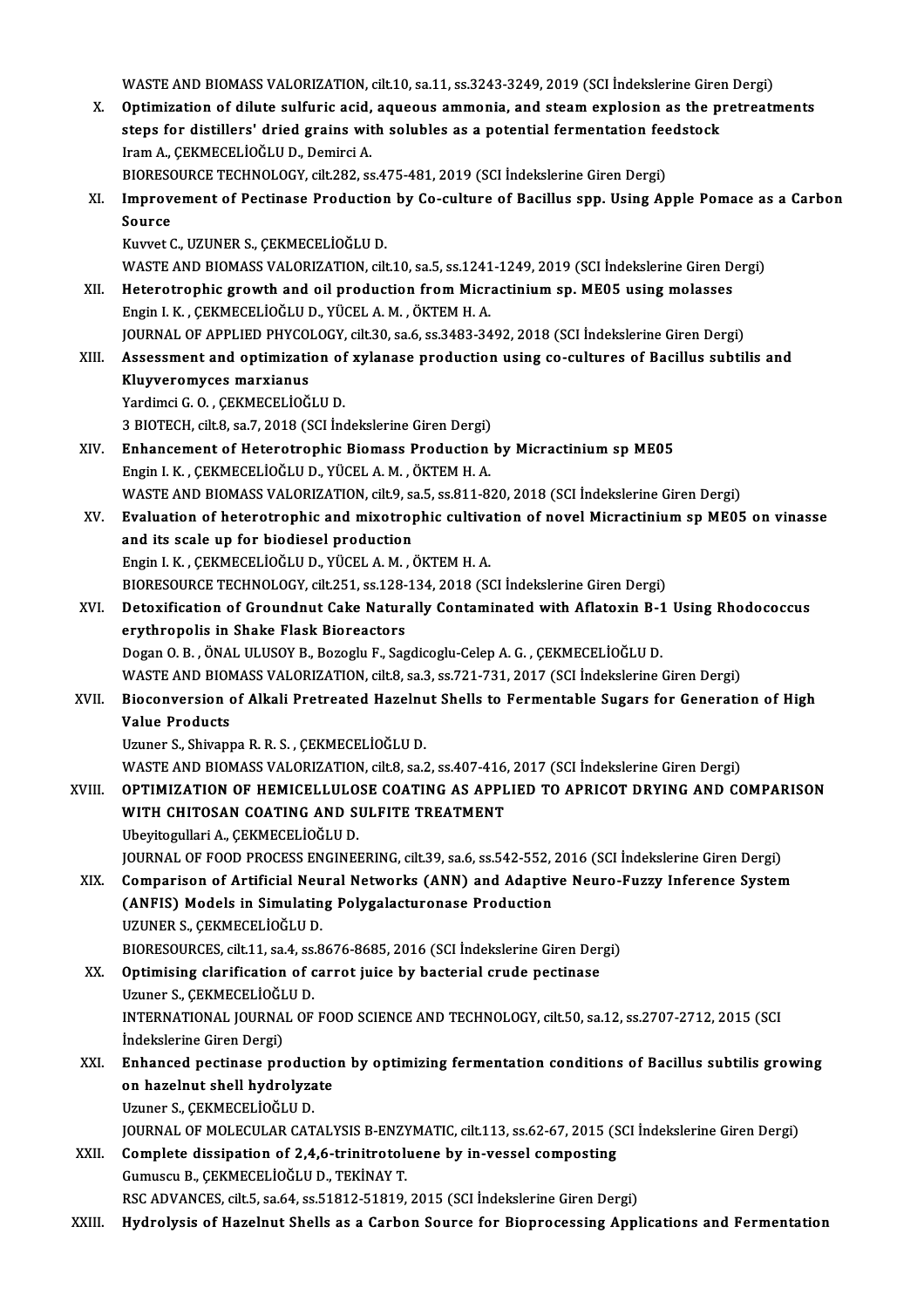WASTE AND BIOMASS VALORIZATION, cilt.10, sa.11, ss.3243-3249, 2019 (SCI İndekslerine Giren Dergi)

X. **Optimization of dilute sulfuric acid, aqueous ammonia, and steam explosion as the pretreatments steps for distillers' dried grains with solubles as a potential fermentation feedstock**
Iram A., ÇEKMECELİOĞLU D., Demirci A.
BIORESOURCE TECHNOLOGY, cilt.282, ss.475-481, 2019 (SCI İndekslerine Giren Dergi)

XI. **Improvement of Pectinase Production by Co-culture of Bacillus spp. Using Apple Pomace as a Carbon Source**
Kuvvet C., UZUNER S., ÇEKMECELİOĞLU D.
WASTE AND BIOMASS VALORIZATION, cilt.10, sa.5, ss.1241-1249, 2019 (SCI İndekslerine Giren Dergi)

XII. **Heterotrophic growth and oil production from Micractinium sp. ME05 using molasses**
Engin I. K. , ÇEKMECELİOĞLU D., YÜCEL A. M. , ÖKTEM H. A.
JOURNAL OF APPLIED PHYCOLOGY, cilt.30, sa.6, ss.3483-3492, 2018 (SCI İndekslerine Giren Dergi)

XIII. **Assessment and optimization of xylanase production using co-cultures of Bacillus subtilis and Kluyveromyces marxianus**
Yardimci G. O. , ÇEKMECELİOĞLU D.
3 BIOTECH, cilt.8, sa.7, 2018 (SCI İndekslerine Giren Dergi)

XIV. **Enhancement of Heterotrophic Biomass Production by Micractinium sp ME05**
Engin I. K. , ÇEKMECELİOĞLU D., YÜCEL A. M. , ÖKTEM H. A.
WASTE AND BIOMASS VALORIZATION, cilt.9, sa.5, ss.811-820, 2018 (SCI İndekslerine Giren Dergi)

XV. **Evaluation of heterotrophic and mixotrophic cultivation of novel Micractinium sp ME05 on vinasse and its scale up for biodiesel production**
Engin I. K. , ÇEKMECELİOĞLU D., YÜCEL A. M. , ÖKTEM H. A.
BIORESOURCE TECHNOLOGY, cilt.251, ss.128-134, 2018 (SCI İndekslerine Giren Dergi)

XVI. **Detoxification of Groundnut Cake Naturally Contaminated with Aflatoxin B-1 Using Rhodococcus erythropolis in Shake Flask Bioreactors**
Dogan O. B. , ÖNAL ULUSOY B., Bozoglu F., Sagdicoglu-Celep A. G. , ÇEKMECELİOĞLU D.
WASTE AND BIOMASS VALORIZATION, cilt.8, sa.3, ss.721-731, 2017 (SCI İndekslerine Giren Dergi)

XVII. **Bioconversion of Alkali Pretreated Hazelnut Shells to Fermentable Sugars for Generation of High Value Products**
Uzuner S., Shivappa R. R. S. , ÇEKMECELİOĞLU D.
WASTE AND BIOMASS VALORIZATION, cilt.8, sa.2, ss.407-416, 2017 (SCI İndekslerine Giren Dergi)

XVIII. **OPTIMIZATION OF HEMICELLULOSE COATING AS APPLIED TO APRICOT DRYING AND COMPARISON WITH CHITOSAN COATING AND SULFITE TREATMENT**
Ubeyitogullari A., ÇEKMECELİOĞLU D.
JOURNAL OF FOOD PROCESS ENGINEERING, cilt.39, sa.6, ss.542-552, 2016 (SCI İndekslerine Giren Dergi)

XIX. **Comparison of Artificial Neural Networks (ANN) and Adaptive Neuro-Fuzzy Inference System (ANFIS) Models in Simulating Polygalacturonase Production**
UZUNER S., ÇEKMECELİOĞLU D.
BIORESOURCES, cilt.11, sa.4, ss.8676-8685, 2016 (SCI İndekslerine Giren Dergi)

XX. **Optimising clarification of carrot juice by bacterial crude pectinase**
Uzuner S., ÇEKMECELİOĞLU D.
INTERNATIONAL JOURNAL OF FOOD SCIENCE AND TECHNOLOGY, cilt.50, sa.12, ss.2707-2712, 2015 (SCI İndekslerine Giren Dergi)

XXI. **Enhanced pectinase production by optimizing fermentation conditions of Bacillus subtilis growing on hazelnut shell hydrolyzate**
Uzuner S., ÇEKMECELİOĞLU D.
JOURNAL OF MOLECULAR CATALYSIS B-ENZYMATIC, cilt.113, ss.62-67, 2015 (SCI İndekslerine Giren Dergi)

XXII. **Complete dissipation of 2,4,6-trinitrotoluene by in-vessel composting**
Gumuscu B., ÇEKMECELİOĞLU D., TEKİNAY T.
RSC ADVANCES, cilt.5, sa.64, ss.51812-51819, 2015 (SCI İndekslerine Giren Dergi)

XXIII. **Hydrolysis of Hazelnut Shells as a Carbon Source for Bioprocessing Applications and Fermentation**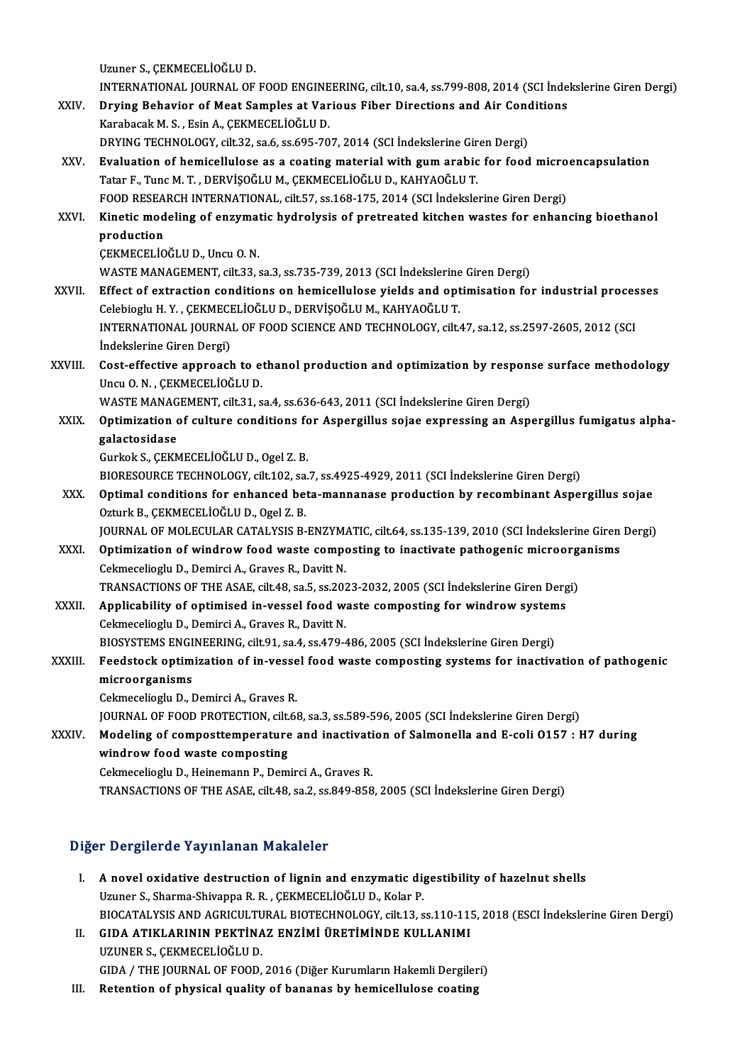Uzuner S., ÇEKMECELİOĞLU D.
INTERNATIONAL JOURNAL OF FOOD ENGINEERING, cilt.10, sa.4, ss.799-808, 2014 (SCI İndekslerine Giren Dergi)

XXIV. **Drying Behavior of Meat Samples at Various Fiber Directions and Air Conditions**
Karabacak M. S. , Esin A., ÇEKMECELİOĞLU D.
DRYING TECHNOLOGY, cilt.32, sa.6, ss.695-707, 2014 (SCI İndekslerine Giren Dergi)

XXV. **Evaluation of hemicellulose as a coating material with gum arabic for food microencapsulation**
Tatar F., Tunc M. T. , DERVİŞOĞLU M., ÇEKMECELİOĞLU D., KAHYAOĞLU T.
FOOD RESEARCH INTERNATIONAL, cilt.57, ss.168-175, 2014 (SCI İndekslerine Giren Dergi)

XXVI. **Kinetic modeling of enzymatic hydrolysis of pretreated kitchen wastes for enhancing bioethanol production**
ÇEKMECELİOĞLU D., Uncu O. N.
WASTE MANAGEMENT, cilt.33, sa.3, ss.735-739, 2013 (SCI İndekslerine Giren Dergi)

XXVII. **Effect of extraction conditions on hemicellulose yields and optimisation for industrial processes**
Celebioglu H. Y. , ÇEKMECELİOĞLU D., DERVİŞOĞLU M., KAHYAOĞLU T.
INTERNATIONAL JOURNAL OF FOOD SCIENCE AND TECHNOLOGY, cilt.47, sa.12, ss.2597-2605, 2012 (SCI İndekslerine Giren Dergi)

XXVIII. **Cost-effective approach to ethanol production and optimization by response surface methodology**
Uncu O. N. , ÇEKMECELİOĞLU D.
WASTE MANAGEMENT, cilt.31, sa.4, ss.636-643, 2011 (SCI İndekslerine Giren Dergi)

XXIX. **Optimization of culture conditions for Aspergillus sojae expressing an Aspergillus fumigatus alpha-galactosidase**
Gurkok S., ÇEKMECELİOĞLU D., Ogel Z. B.
BIORESOURCE TECHNOLOGY, cilt.102, sa.7, ss.4925-4929, 2011 (SCI İndekslerine Giren Dergi)

XXX. **Optimal conditions for enhanced beta-mannanase production by recombinant Aspergillus sojae**
Ozturk B., ÇEKMECELİOĞLU D., Ogel Z. B.
JOURNAL OF MOLECULAR CATALYSIS B-ENZYMATIC, cilt.64, ss.135-139, 2010 (SCI İndekslerine Giren Dergi)

XXXI. **Optimization of windrow food waste composting to inactivate pathogenic microorganisms**
Cekmecelioglu D., Demirci A., Graves R., Davitt N.
TRANSACTIONS OF THE ASAE, cilt.48, sa.5, ss.2023-2032, 2005 (SCI İndekslerine Giren Dergi)

XXXII. **Applicability of optimised in-vessel food waste composting for windrow systems**
Cekmecelioglu D., Demirci A., Graves R., Davitt N.
BIOSYSTEMS ENGINEERING, cilt.91, sa.4, ss.479-486, 2005 (SCI İndekslerine Giren Dergi)

XXXIII. **Feedstock optimization of in-vessel food waste composting systems for inactivation of pathogenic microorganisms**
Cekmecelioglu D., Demirci A., Graves R.
JOURNAL OF FOOD PROTECTION, cilt.68, sa.3, ss.589-596, 2005 (SCI İndekslerine Giren Dergi)

XXXIV. **Modeling of composttemperature and inactivation of Salmonella and E-coli O157 : H7 during windrow food waste composting**
Cekmecelioglu D., Heinemann P., Demirci A., Graves R.
TRANSACTIONS OF THE ASAE, cilt.48, sa.2, ss.849-858, 2005 (SCI İndekslerine Giren Dergi)

## Diğer Dergilerde Yayınlanan Makaleler

I. **A novel oxidative destruction of lignin and enzymatic digestibility of hazelnut shells**
Uzuner S., Sharma-Shivappa R. R. , ÇEKMECELİOĞLU D., Kolar P.
BIOCATALYSIS AND AGRICULTURAL BIOTECHNOLOGY, cilt.13, ss.110-115, 2018 (ESCI İndekslerine Giren Dergi)

II. **GIDA ATIKLARININ PEKTİNAZ ENZİMİ ÜRETİMİNDE KULLANIMI**
UZUNER S., ÇEKMECELİOĞLU D.
GIDA / THE JOURNAL OF FOOD, 2016 (Diğer Kurumların Hakemli Dergileri)

III. **Retention of physical quality of bananas by hemicellulose coating**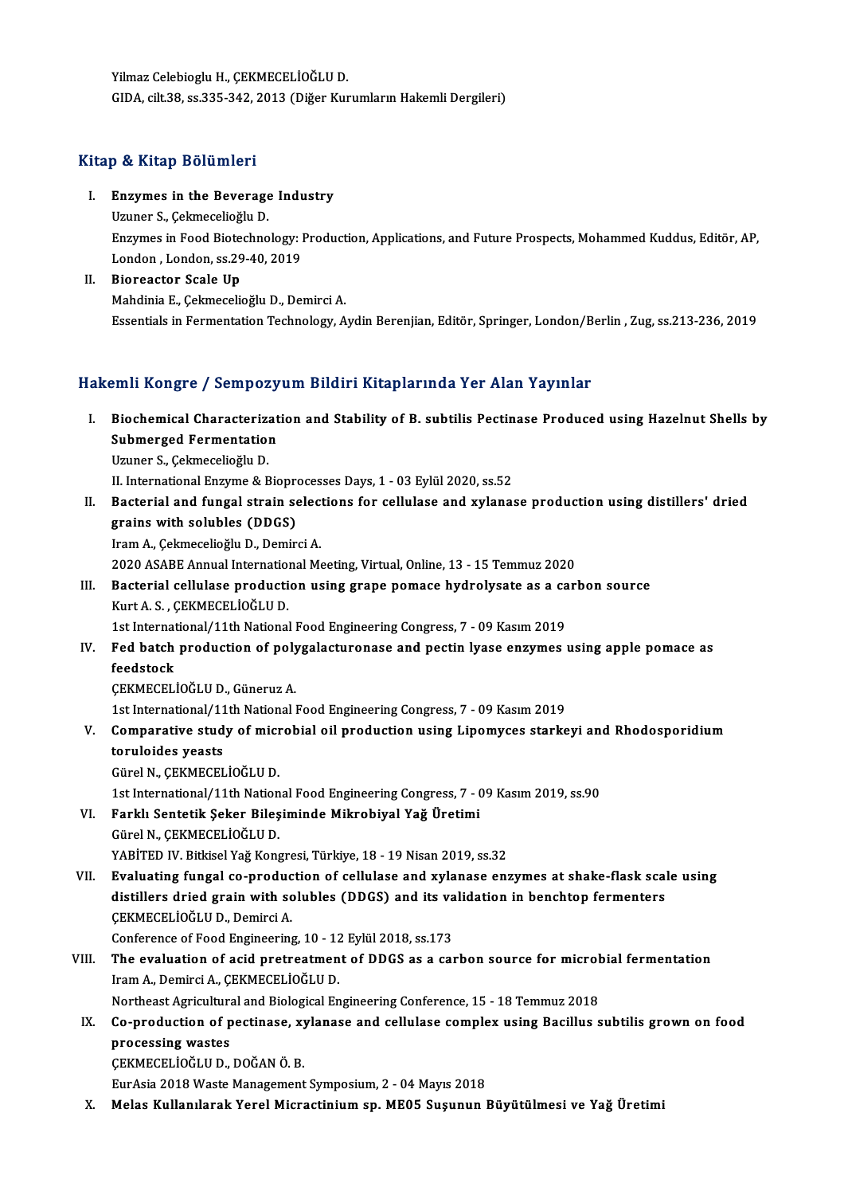Yilmaz Celebioglu H., ÇEKMECELİOĞLU D.
GIDA, cilt.38, ss.335-342, 2013 (Diğer Kurumların Hakemli Dergileri)

## Kitap & Kitap Bölümleri

I. **Enzymes in the Beverage Industry**
   Uzuner S., Çekmecelioğlu D.
   Enzymes in Food Biotechnology: Production, Applications, and Future Prospects, Mohammed Kuddus, Editör, AP, London , London, ss.29-40, 2019
II. **Bioreactor Scale Up**
   Mahdinia E., Çekmecelioğlu D., Demirci A.
   Essentials in Fermentation Technology, Aydin Berenjian, Editör, Springer, London/Berlin , Zug, ss.213-236, 2019

## Hakemli Kongre / Sempozyum Bildiri Kitaplarında Yer Alan Yayınlar

I. **Biochemical Characterization and Stability of B. subtilis Pectinase Produced using Hazelnut Shells by Submerged Fermentation**
   Uzuner S., Çekmecelioğlu D.
   II. International Enzyme & Bioprocesses Days, 1 - 03 Eylül 2020, ss.52
II. **Bacterial and fungal strain selections for cellulase and xylanase production using distillers' dried grains with solubles (DDGS)**
   Iram A., Çekmecelioğlu D., Demirci A.
   2020 ASABE Annual International Meeting, Virtual, Online, 13 - 15 Temmuz 2020
III. **Bacterial cellulase production using grape pomace hydrolysate as a carbon source**
   Kurt A. S. , ÇEKMECELİOĞLU D.
   1st International/11th National Food Engineering Congress, 7 - 09 Kasım 2019
IV. **Fed batch production of polygalacturonase and pectin lyase enzymes using apple pomace as feedstock**
   ÇEKMECELİOĞLU D., Güneruz A.
   1st International/11th National Food Engineering Congress, 7 - 09 Kasım 2019
V. **Comparative study of microbial oil production using Lipomyces starkeyi and Rhodosporidium toruloides yeasts**
   Gürel N., ÇEKMECELİOĞLU D.
   1st International/11th National Food Engineering Congress, 7 - 09 Kasım 2019, ss.90
VI. **Farklı Sentetik Şeker Bileşiminde Mikrobiyal Yağ Üretimi**
   Gürel N., ÇEKMECELİOĞLU D.
   YABİTED IV. Bitkisel Yağ Kongresi, Türkiye, 18 - 19 Nisan 2019, ss.32
VII. **Evaluating fungal co-production of cellulase and xylanase enzymes at shake-flask scale using distillers dried grain with solubles (DDGS) and its validation in benchtop fermenters**
   ÇEKMECELİOĞLU D., Demirci A.
   Conference of Food Engineering, 10 - 12 Eylül 2018, ss.173
VIII. **The evaluation of acid pretreatment of DDGS as a carbon source for microbial fermentation**
   Iram A., Demirci A., ÇEKMECELİOĞLU D.
   Northeast Agricultural and Biological Engineering Conference, 15 - 18 Temmuz 2018
IX. **Co-production of pectinase, xylanase and cellulase complex using Bacillus subtilis grown on food processing wastes**
   ÇEKMECELİOĞLU D., DOĞAN Ö. B.
   EurAsia 2018 Waste Management Symposium, 2 - 04 Mayıs 2018
X. **Melas Kullanılarak Yerel Micractinium sp. ME05 Suşunun Büyütülmesi ve Yağ Üretimi**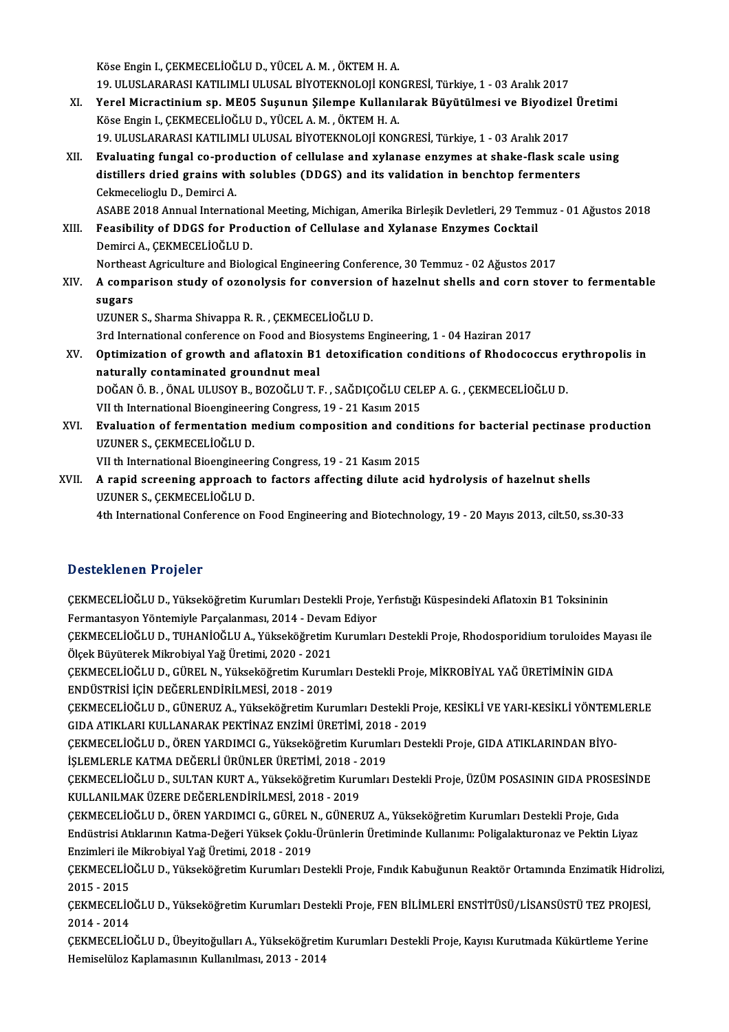Köse Engin I., ÇEKMECELİOĞLU D., YÜCEL A. M. , ÖKTEM H. A.
19. ULUSLARARASI KATILIMLI ULUSAL BİYOTEKNOLOJİ KONGRESİ, Türkiye, 1 - 03 Aralık 2017

XI. **Yerel Micractinium sp. ME05 Suşunun Şilempe Kullanılarak Büyütülmesi ve Biyodizel Üretimi**
Köse Engin I., ÇEKMECELİOĞLU D., YÜCEL A. M. , ÖKTEM H. A.
19. ULUSLARARASI KATILIMLI ULUSAL BİYOTEKNOLOJİ KONGRESİ, Türkiye, 1 - 03 Aralık 2017

XII. **Evaluating fungal co-production of cellulase and xylanase enzymes at shake-flask scale using distillers dried grains with solubles (DDGS) and its validation in benchtop fermenters**
Cekmecelioglu D., Demirci A.
ASABE 2018 Annual International Meeting, Michigan, Amerika Birleşik Devletleri, 29 Temmuz - 01 Ağustos 2018

XIII. **Feasibility of DDGS for Production of Cellulase and Xylanase Enzymes Cocktail**
Demirci A., ÇEKMECELİOĞLU D.
Northeast Agriculture and Biological Engineering Conference, 30 Temmuz - 02 Ağustos 2017

XIV. **A comparison study of ozonolysis for conversion of hazelnut shells and corn stover to fermentable sugars**
UZUNER S., Sharma Shivappa R. R. , ÇEKMECELİOĞLU D.
3rd International conference on Food and Biosystems Engineering, 1 - 04 Haziran 2017

XV. **Optimization of growth and aflatoxin B1 detoxification conditions of Rhodococcus erythropolis in naturally contaminated groundnut meal**
DOĞAN Ö. B. , ÖNAL ULUSOY B., BOZOĞLU T. F. , SAĞDIÇOĞLU CELEP A. G. , ÇEKMECELİOĞLU D.
VII th International Bioengineering Congress, 19 - 21 Kasım 2015

XVI. **Evaluation of fermentation medium composition and conditions for bacterial pectinase production**
UZUNER S., ÇEKMECELİOĞLU D.
VII th International Bioengineering Congress, 19 - 21 Kasım 2015

XVII. **A rapid screening approach to factors affecting dilute acid hydrolysis of hazelnut shells**
UZUNER S., ÇEKMECELİOĞLU D.
4th International Conference on Food Engineering and Biotechnology, 19 - 20 Mayıs 2013, cilt.50, ss.30-33

## Desteklenen Projeler

ÇEKMECELİOĞLU D., Yükseköğretim Kurumları Destekli Proje, Yerfıstığı Küspesindeki Aflatoxin B1 Toksininin Fermantasyon Yöntemiyle Parçalanması, 2014 - Devam Ediyor

ÇEKMECELİOĞLU D., TUHANİOĞLU A., Yükseköğretim Kurumları Destekli Proje, Rhodosporidium toruloides Mayası ile Ölçek Büyüterek Mikrobiyal Yağ Üretimi, 2020 - 2021

ÇEKMECELİOĞLU D., GÜREL N., Yükseköğretim Kurumları Destekli Proje, MİKROBİYAL YAĞ ÜRETİMİNİN GIDA ENDÜSTRİSİ İÇİN DEĞERLENDİRİLMESİ, 2018 - 2019

ÇEKMECELİOĞLU D., GÜNERUZ A., Yükseköğretim Kurumları Destekli Proje, KESİKLİ VE YARI-KESİKLİ YÖNTEMLERLE GIDA ATIKLARI KULLANARAK PEKTİNAZ ENZİMİ ÜRETİMİ, 2018 - 2019

ÇEKMECELİOĞLU D., ÖREN YARDIMCI G., Yükseköğretim Kurumları Destekli Proje, GIDA ATIKLARINDAN BİYO-İŞLEMLERLE KATMA DEĞERLİ ÜRÜNLER ÜRETİMİ, 2018 - 2019

ÇEKMECELİOĞLU D., SULTAN KURT A., Yükseköğretim Kurumları Destekli Proje, ÜZÜM POSASININ GIDA PROSESİNDE KULLANILMAK ÜZERE DEĞERLENDİRİLMESİ, 2018 - 2019

ÇEKMECELİOĞLU D., ÖREN YARDIMCI G., GÜREL N., GÜNERUZ A., Yükseköğretim Kurumları Destekli Proje, Gıda Endüstrisi Atıklarının Katma-Değeri Yüksek Çoklu-Ürünlerin Üretiminde Kullanımı: Poligalakturonaz ve Pektin Liyaz Enzimleri ile Mikrobiyal Yağ Üretimi, 2018 - 2019

ÇEKMECELİOĞLU D., Yükseköğretim Kurumları Destekli Proje, Fındık Kabuğunun Reaktör Ortamında Enzimatik Hidrolizi, 2015 - 2015

ÇEKMECELİOĞLU D., Yükseköğretim Kurumları Destekli Proje, FEN BİLİMLERİ ENSTİTÜSÜ/LİSANSÜSTÜ TEZ PROJESİ, 2014 - 2014

ÇEKMECELİOĞLU D., Übeyitoğulları A., Yükseköğretim Kurumları Destekli Proje, Kayısı Kurutmada Kükürtleme Yerine Hemiselüloz Kaplamasının Kullanılması, 2013 - 2014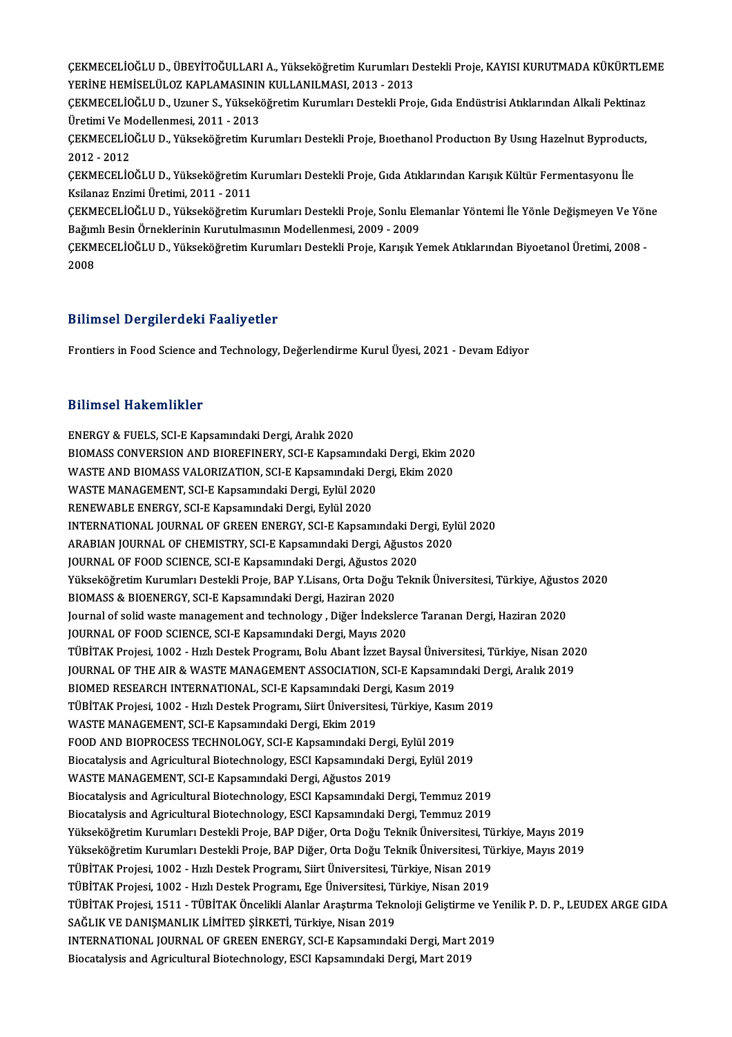ÇEKMECELİOĞLU D., ÜBEYİTOĞULLARI A., Yükseköğretim Kurumları Destekli Proje, KAYISI KURUTMADA KÜKÜRTLEME YERİNE HEMİSELÜLOZ KAPLAMASININ KULLANILMASI, 2013 - 2013

ÇEKMECELİOĞLU D., Uzuner S., Yükseköğretim Kurumları Destekli Proje, Gıda Endüstrisi Atıklarından Alkali Pektinaz Üretimi Ve Modellenmesi, 2011 - 2013

ÇEKMECELİOĞLU D., Yükseköğretim Kurumları Destekli Proje, Bıoethanol Productıon By Usıng Hazelnut Byproducts, 2012 - 2012

ÇEKMECELİOĞLU D., Yükseköğretim Kurumları Destekli Proje, Gıda Atıklarından Karışık Kültür Fermentasyonu İle Ksilanaz Enzimi Üretimi, 2011 - 2011

ÇEKMECELİOĞLU D., Yükseköğretim Kurumları Destekli Proje, Sonlu Elemanlar Yöntemi İle Yönle Değişmeyen Ve Yöne Bağımlı Besin Örneklerinin Kurutulmasının Modellenmesi, 2009 - 2009

ÇEKMECELİOĞLU D., Yükseköğretim Kurumları Destekli Proje, Karışık Yemek Atıklarından Biyoetanol Üretimi, 2008 - 2008

## Bilimsel Dergilerdeki Faaliyetler

Frontiers in Food Science and Technology, Değerlendirme Kurul Üyesi, 2021 - Devam Ediyor

## Bilimsel Hakemlikler

ENERGY & FUELS, SCI-E Kapsamındaki Dergi, Aralık 2020
BIOMASS CONVERSION AND BIOREFINERY, SCI-E Kapsamındaki Dergi, Ekim 2020
WASTE AND BIOMASS VALORIZATION, SCI-E Kapsamındaki Dergi, Ekim 2020
WASTE MANAGEMENT, SCI-E Kapsamındaki Dergi, Eylül 2020
RENEWABLE ENERGY, SCI-E Kapsamındaki Dergi, Eylül 2020
INTERNATIONAL JOURNAL OF GREEN ENERGY, SCI-E Kapsamındaki Dergi, Eylül 2020
ARABIAN JOURNAL OF CHEMISTRY, SCI-E Kapsamındaki Dergi, Ağustos 2020
JOURNAL OF FOOD SCIENCE, SCI-E Kapsamındaki Dergi, Ağustos 2020
Yükseköğretim Kurumları Destekli Proje, BAP Y.Lisans, Orta Doğu Teknik Üniversitesi, Türkiye, Ağustos 2020
BIOMASS & BIOENERGY, SCI-E Kapsamındaki Dergi, Haziran 2020
Journal of solid waste management and technology , Diğer İndekslerce Taranan Dergi, Haziran 2020
JOURNAL OF FOOD SCIENCE, SCI-E Kapsamındaki Dergi, Mayıs 2020
TÜBİTAK Projesi, 1002 - Hızlı Destek Programı, Bolu Abant İzzet Baysal Üniversitesi, Türkiye, Nisan 2020
JOURNAL OF THE AIR & WASTE MANAGEMENT ASSOCIATION, SCI-E Kapsamındaki Dergi, Aralık 2019
BIOMED RESEARCH INTERNATIONAL, SCI-E Kapsamındaki Dergi, Kasım 2019
TÜBİTAK Projesi, 1002 - Hızlı Destek Programı, Siirt Üniversitesi, Türkiye, Kasım 2019
WASTE MANAGEMENT, SCI-E Kapsamındaki Dergi, Ekim 2019
FOOD AND BIOPROCESS TECHNOLOGY, SCI-E Kapsamındaki Dergi, Eylül 2019
Biocatalysis and Agricultural Biotechnology, ESCI Kapsamındaki Dergi, Eylül 2019
WASTE MANAGEMENT, SCI-E Kapsamındaki Dergi, Ağustos 2019
Biocatalysis and Agricultural Biotechnology, ESCI Kapsamındaki Dergi, Temmuz 2019
Biocatalysis and Agricultural Biotechnology, ESCI Kapsamındaki Dergi, Temmuz 2019
Yükseköğretim Kurumları Destekli Proje, BAP Diğer, Orta Doğu Teknik Üniversitesi, Türkiye, Mayıs 2019
Yükseköğretim Kurumları Destekli Proje, BAP Diğer, Orta Doğu Teknik Üniversitesi, Türkiye, Mayıs 2019
TÜBİTAK Projesi, 1002 - Hızlı Destek Programı, Siirt Üniversitesi, Türkiye, Nisan 2019
TÜBİTAK Projesi, 1002 - Hızlı Destek Programı, Ege Üniversitesi, Türkiye, Nisan 2019
TÜBİTAK Projesi, 1511 - TÜBİTAK Öncelikli Alanlar Araştırma Teknoloji Geliştirme ve Yenilik P. D. P., LEUDEX ARGE GIDA SAĞLIK VE DANIŞMANLIK LİMİTED ŞİRKETİ, Türkiye, Nisan 2019
INTERNATIONAL JOURNAL OF GREEN ENERGY, SCI-E Kapsamındaki Dergi, Mart 2019
Biocatalysis and Agricultural Biotechnology, ESCI Kapsamındaki Dergi, Mart 2019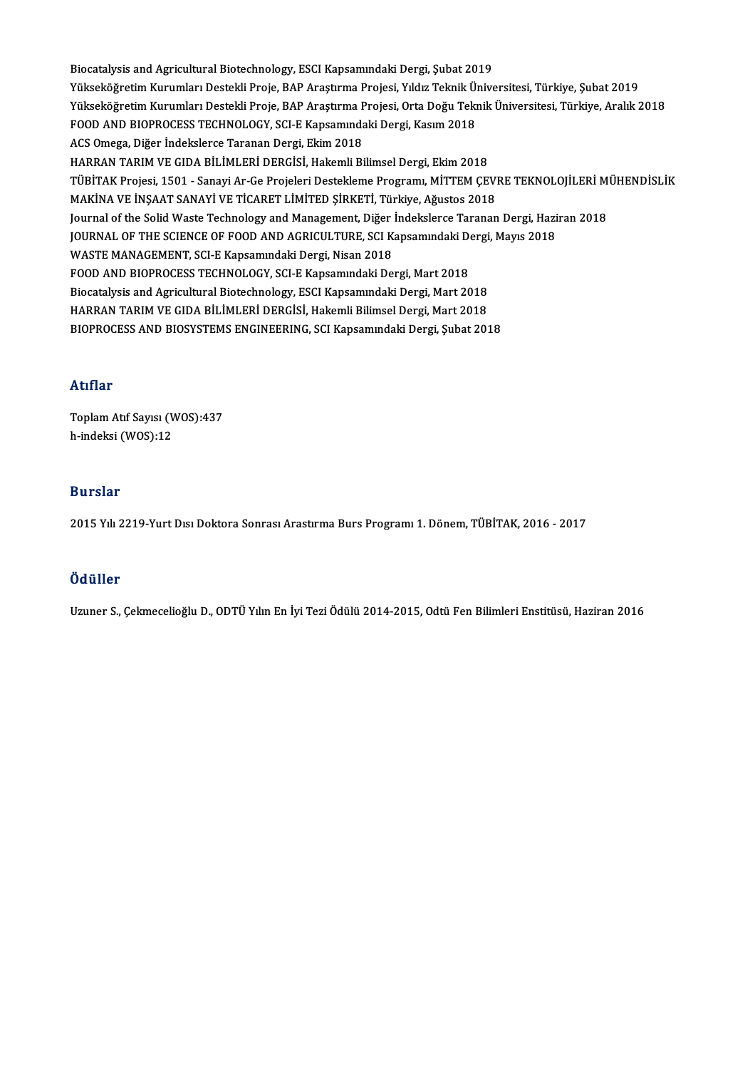Biocatalysis and Agricultural Biotechnology, ESCI Kapsamındaki Dergi, Şubat 2019
Yükseköğretim Kurumları Destekli Proje, BAP Araştırma Projesi, Yıldız Teknik Üniversitesi, Türkiye, Şubat 2019
Yükseköğretim Kurumları Destekli Proje, BAP Araştırma Projesi, Orta Doğu Teknik Üniversitesi, Türkiye, Aralık 2018
FOOD AND BIOPROCESS TECHNOLOGY, SCI-E Kapsamındaki Dergi, Kasım 2018
ACS Omega, Diğer İndekslerce Taranan Dergi, Ekim 2018
HARRAN TARIM VE GIDA BİLİMLERİ DERGİSİ, Hakemli Bilimsel Dergi, Ekim 2018
TÜBİTAK Projesi, 1501 - Sanayi Ar-Ge Projeleri Destekleme Programı, MİTTEM ÇEVRE TEKNOLOJİLERİ MÜHENDİSLİK MAKİNA VE İNŞAAT SANAYİ VE TİCARET LİMİTED ŞİRKETİ, Türkiye, Ağustos 2018
Journal of the Solid Waste Technology and Management, Diğer İndekslerce Taranan Dergi, Haziran 2018
JOURNAL OF THE SCIENCE OF FOOD AND AGRICULTURE, SCI Kapsamındaki Dergi, Mayıs 2018
WASTE MANAGEMENT, SCI-E Kapsamındaki Dergi, Nisan 2018
FOOD AND BIOPROCESS TECHNOLOGY, SCI-E Kapsamındaki Dergi, Mart 2018
Biocatalysis and Agricultural Biotechnology, ESCI Kapsamındaki Dergi, Mart 2018
HARRAN TARIM VE GIDA BİLİMLERİ DERGİSİ, Hakemli Bilimsel Dergi, Mart 2018
BIOPROCESS AND BIOSYSTEMS ENGINEERING, SCI Kapsamındaki Dergi, Şubat 2018

## Atıflar

Toplam Atıf Sayısı (WOS):437
h-indeksi (WOS):12

## Burslar

2015 Yılı 2219-Yurt Dısı Doktora Sonrası Arastırma Burs Programı 1. Dönem, TÜBİTAK, 2016 - 2017

## Ödüller

Uzuner S., Çekmecelioğlu D., ODTÜ Yılın En İyi Tezi Ödülü 2014-2015, Odtü Fen Bilimleri Enstitüsü, Haziran 2016